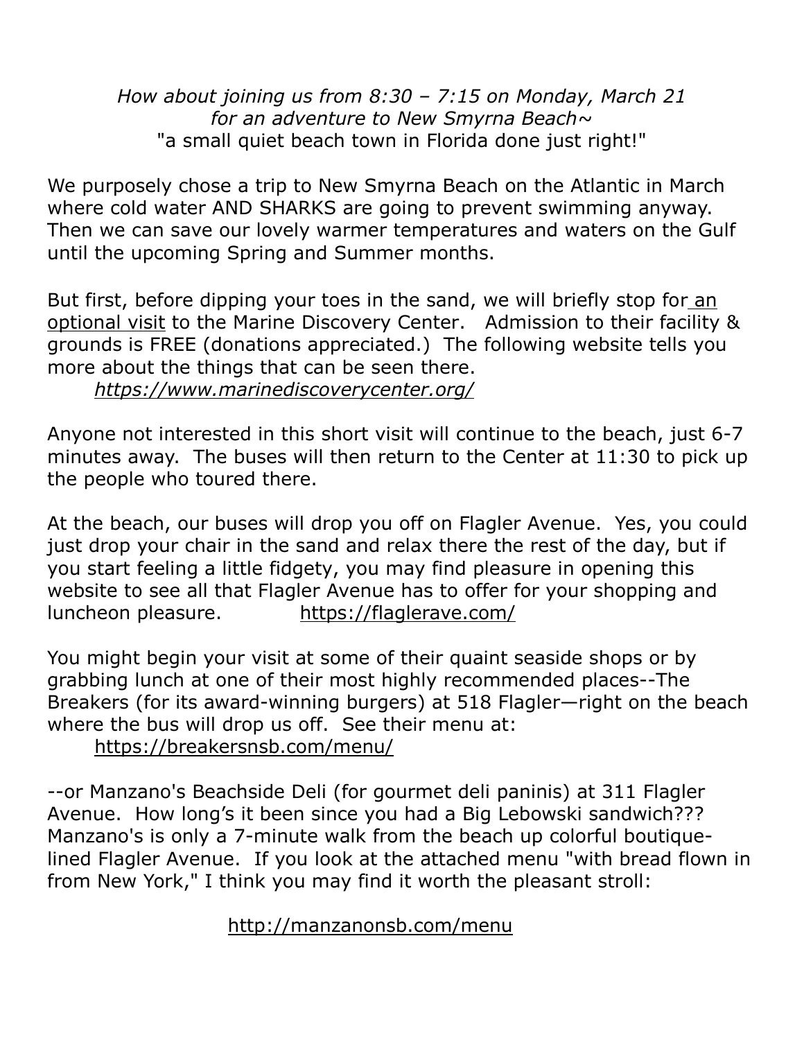*How about joining us from 8:30 – 7:15 on Monday, March 21*
*for an adventure to New Smyrna Beach~*
"a small quiet beach town in Florida done just right!"

We purposely chose a trip to New Smyrna Beach on the Atlantic in March where cold water AND SHARKS are going to prevent swimming anyway. Then we can save our lovely warmer temperatures and waters on the Gulf until the upcoming Spring and Summer months.

But first, before dipping your toes in the sand, we will briefly stop for an optional visit to the Marine Discovery Center. Admission to their facility & grounds is FREE (donations appreciated.) The following website tells you more about the things that can be seen there.

*https://www.marinediscoverycenter.org/*

Anyone not interested in this short visit will continue to the beach, just 6-7 minutes away. The buses will then return to the Center at 11:30 to pick up the people who toured there.

At the beach, our buses will drop you off on Flagler Avenue. Yes, you could just drop your chair in the sand and relax there the rest of the day, but if you start feeling a little fidgety, you may find pleasure in opening this website to see all that Flagler Avenue has to offer for your shopping and luncheon pleasure. https://flaglerave.com/

You might begin your visit at some of their quaint seaside shops or by grabbing lunch at one of their most highly recommended places--The Breakers (for its award-winning burgers) at 518 Flagler—right on the beach where the bus will drop us off. See their menu at:

https://breakersnsb.com/menu/

--or Manzano's Beachside Deli (for gourmet deli paninis) at 311 Flagler Avenue. How long's it been since you had a Big Lebowski sandwich??? Manzano's is only a 7-minute walk from the beach up colorful boutique-lined Flagler Avenue. If you look at the attached menu "with bread flown in from New York," I think you may find it worth the pleasant stroll:

http://manzanonsb.com/menu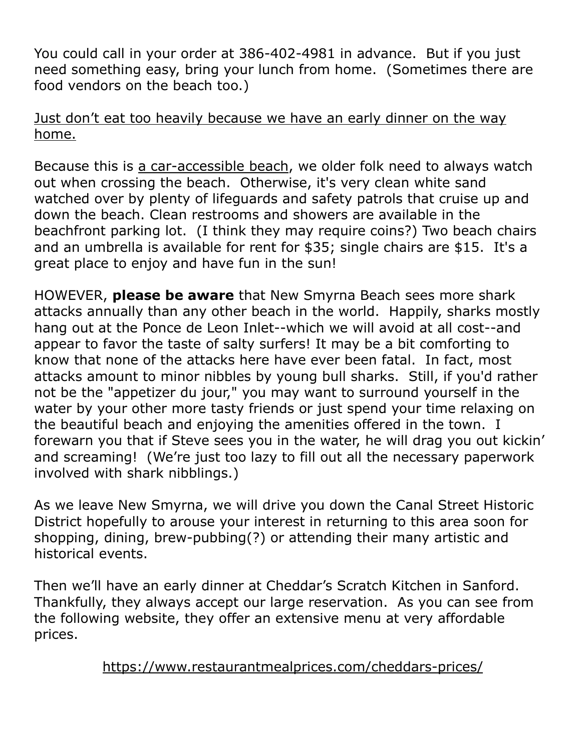You could call in your order at 386-402-4981 in advance. But if you just need something easy, bring your lunch from home. (Sometimes there are food vendors on the beach too.)

<u>Just don't eat too heavily because we have an early dinner on the way home.</u>

Because this is <u>a car-accessible beach</u>, we older folk need to always watch out when crossing the beach. Otherwise, it's very clean white sand watched over by plenty of lifeguards and safety patrols that cruise up and down the beach. Clean restrooms and showers are available in the beachfront parking lot. (I think they may require coins?) Two beach chairs and an umbrella is available for rent for $35; single chairs are $15. It's a great place to enjoy and have fun in the sun!

HOWEVER, **please be aware** that New Smyrna Beach sees more shark attacks annually than any other beach in the world. Happily, sharks mostly hang out at the Ponce de Leon Inlet--which we will avoid at all cost--and appear to favor the taste of salty surfers! It may be a bit comforting to know that none of the attacks here have ever been fatal. In fact, most attacks amount to minor nibbles by young bull sharks. Still, if you'd rather not be the "appetizer du jour," you may want to surround yourself in the water by your other more tasty friends or just spend your time relaxing on the beautiful beach and enjoying the amenities offered in the town. I forewarn you that if Steve sees you in the water, he will drag you out kickin' and screaming! (We're just too lazy to fill out all the necessary paperwork involved with shark nibblings.)

As we leave New Smyrna, we will drive you down the Canal Street Historic District hopefully to arouse your interest in returning to this area soon for shopping, dining, brew-pubbing(?) or attending their many artistic and historical events.

Then we'll have an early dinner at Cheddar's Scratch Kitchen in Sanford. Thankfully, they always accept our large reservation. As you can see from the following website, they offer an extensive menu at very affordable prices.

https://www.restaurantmealprices.com/cheddars-prices/